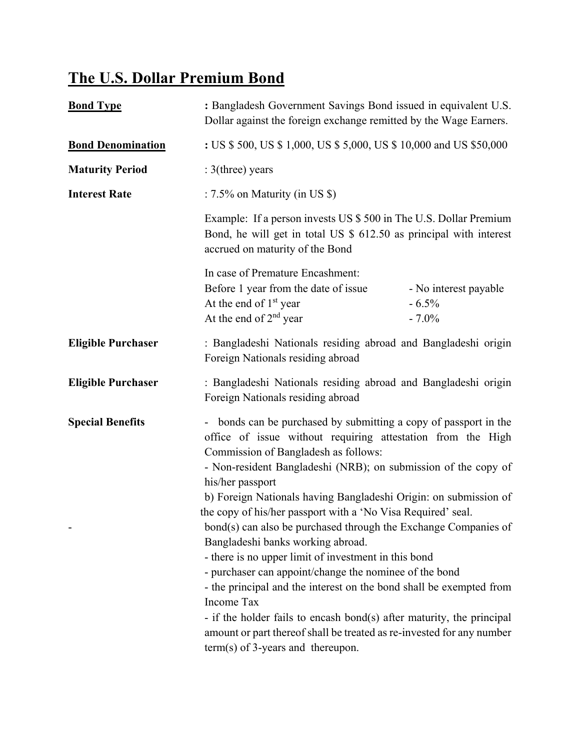# The U.S. Dollar Premium Bond

**Bond Type** : Bangladesh Government Savings Bond issued in equivalent U.S. Dollar against the foreign exchange remitted by the Wage Earners.

**Bond Denomination** : US $ 500, US $ 1,000, US $ 5,000, US $ 10,000 and US $50,000

**Maturity Period** : 3(three) years

**Interest Rate** : 7.5% on Maturity (in US $)

Example: If a person invests US $ 500 in The U.S. Dollar Premium Bond, he will get in total US $ 612.50 as principal with interest accrued on maturity of the Bond

In case of Premature Encashment:

| | |
|---|---|
| Before 1 year from the date of issue | - No interest payable |
| At the end of 1st year | - 6.5% |
| At the end of 2nd year | - 7.0% |

**Eligible Purchaser** : Bangladeshi Nationals residing abroad and Bangladeshi origin Foreign Nationals residing abroad

**Eligible Purchaser** : Bangladeshi Nationals residing abroad and Bangladeshi origin Foreign Nationals residing abroad

**Special Benefits**

- bonds can be purchased by submitting a copy of passport in the office of issue without requiring attestation from the High Commission of Bangladesh as follows:
  - Non-resident Bangladeshi (NRB); on submission of the copy of his/her passport
  - b) Foreign Nationals having Bangladeshi Origin: on submission of the copy of his/her passport with a 'No Visa Required' seal.
- bond(s) can also be purchased through the Exchange Companies of Bangladeshi banks working abroad.
- there is no upper limit of investment in this bond
- purchaser can appoint/change the nominee of the bond
- the principal and the interest on the bond shall be exempted from Income Tax
- if the holder fails to encash bond(s) after maturity, the principal amount or part thereof shall be treated as re-invested for any number term(s) of 3-years and thereupon.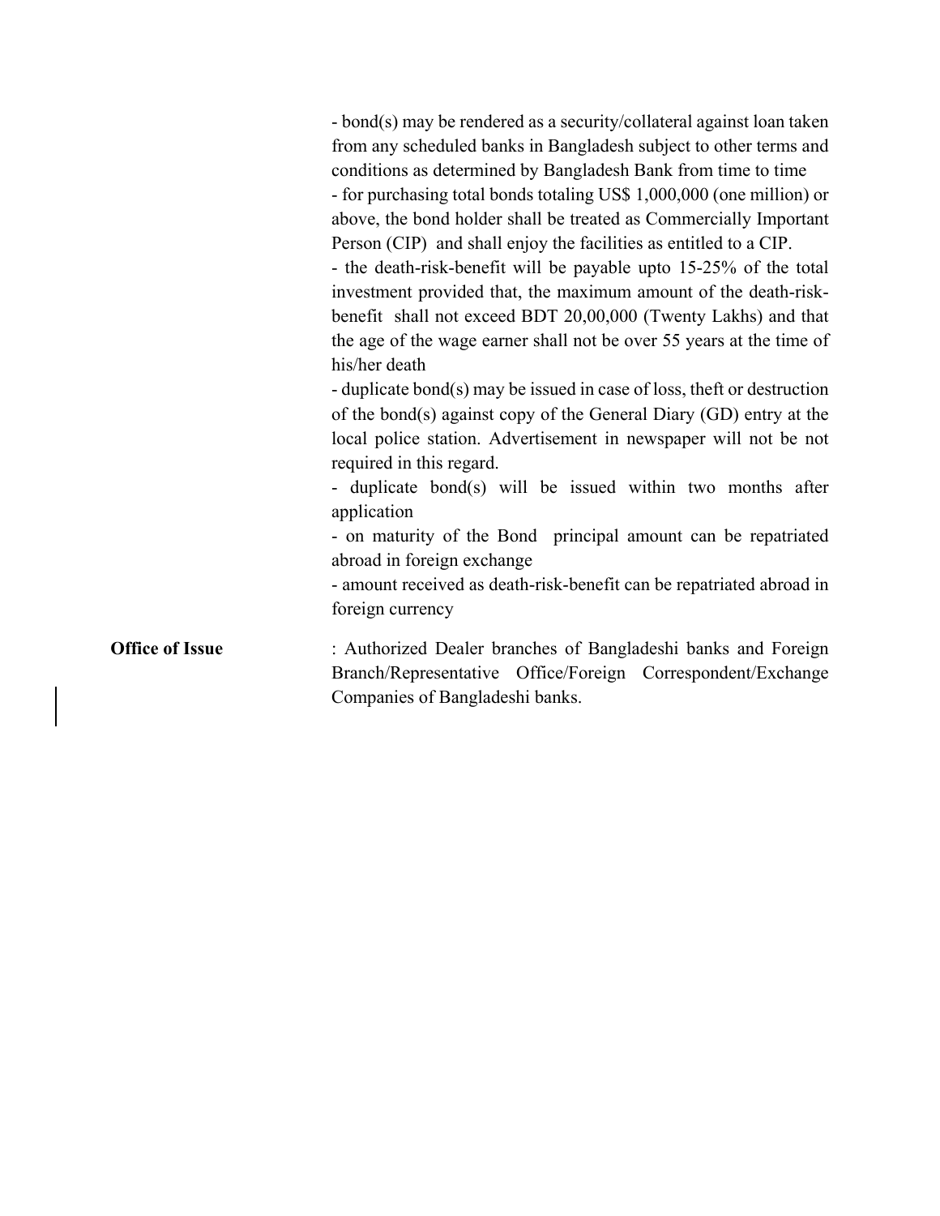- bond(s) may be rendered as a security/collateral against loan taken from any scheduled banks in Bangladesh subject to other terms and conditions as determined by Bangladesh Bank from time to time
- for purchasing total bonds totaling US$ 1,000,000 (one million) or above, the bond holder shall be treated as Commercially Important Person (CIP) and shall enjoy the facilities as entitled to a CIP.
- the death-risk-benefit will be payable upto 15-25% of the total investment provided that, the maximum amount of the death-risk-benefit shall not exceed BDT 20,00,000 (Twenty Lakhs) and that the age of the wage earner shall not be over 55 years at the time of his/her death
- duplicate bond(s) may be issued in case of loss, theft or destruction of the bond(s) against copy of the General Diary (GD) entry at the local police station. Advertisement in newspaper will not be not required in this regard.
- duplicate bond(s) will be issued within two months after application
- on maturity of the Bond principal amount can be repatriated abroad in foreign exchange
- amount received as death-risk-benefit can be repatriated abroad in foreign currency

**Office of Issue** : Authorized Dealer branches of Bangladeshi banks and Foreign Branch/Representative Office/Foreign Correspondent/Exchange Companies of Bangladeshi banks.